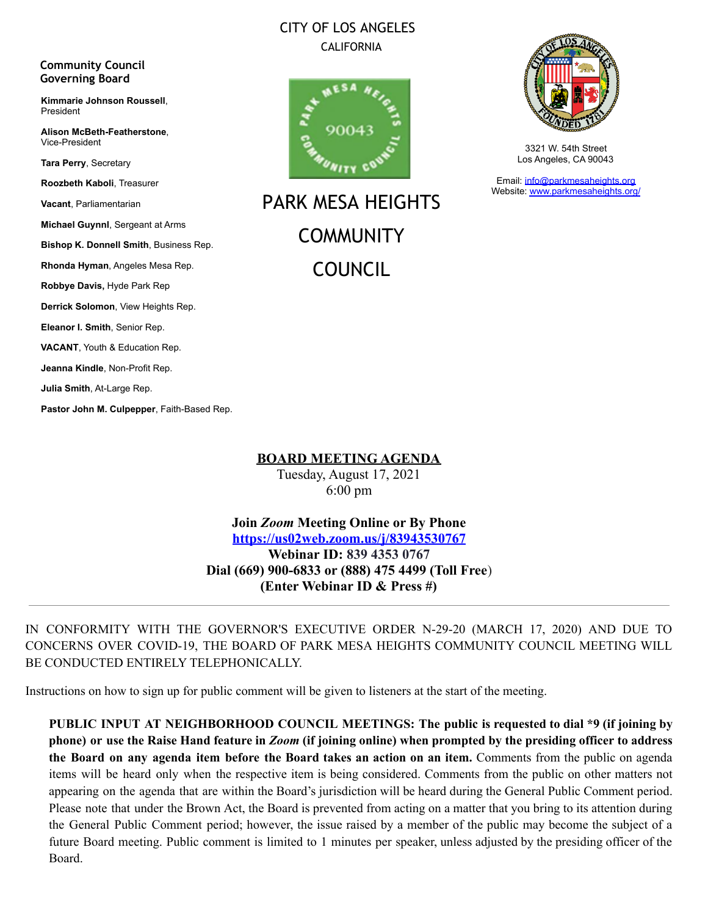CITY OF LOS ANGELES

CALIFORNIA

# PARK MESA HEIGHTS COMMUNITY COUNCIL

3321 W. 54th Street
Los Angeles, CA 90043

Email: info@parkmesaheights.org
Website: www.parkmesaheights.org/

**Community Council Governing Board**

**Kimmarie Johnson Roussell**, President

**Alison McBeth-Featherstone**, Vice-President

**Tara Perry**, Secretary

**Roozbeth Kaboli**, Treasurer

**Vacant**, Parliamentarian

**Michael Guynnl**, Sergeant at Arms

**Bishop K. Donnell Smith**, Business Rep.

**Rhonda Hyman**, Angeles Mesa Rep.

**Robbye Davis,** Hyde Park Rep

**Derrick Solomon**, View Heights Rep.

**Eleanor I. Smith**, Senior Rep.

**VACANT**, Youth & Education Rep.

**Jeanna Kindle**, Non-Profit Rep.

**Julia Smith**, At-Large Rep.

**Pastor John M. Culpepper**, Faith-Based Rep.

## BOARD MEETING AGENDA

Tuesday, August 17, 2021
6:00 pm

**Join *Zoom* Meeting Online or By Phone**
**https://us02web.zoom.us/j/83943530767**
**Webinar ID: 839 4353 0767**
**Dial (669) 900-6833 or (888) 475 4499 (Toll Free)**
**(Enter Webinar ID & Press #)**

---

IN CONFORMITY WITH THE GOVERNOR'S EXECUTIVE ORDER N-29-20 (MARCH 17, 2020) AND DUE TO CONCERNS OVER COVID-19, THE BOARD OF PARK MESA HEIGHTS COMMUNITY COUNCIL MEETING WILL BE CONDUCTED ENTIRELY TELEPHONICALLY.

Instructions on how to sign up for public comment will be given to listeners at the start of the meeting.

**PUBLIC INPUT AT NEIGHBORHOOD COUNCIL MEETINGS: The public is requested to dial *9 (if joining by phone) or use the Raise Hand feature in *Zoom* (if joining online) when prompted by the presiding officer to address the Board on any agenda item before the Board takes an action on an item.** Comments from the public on agenda items will be heard only when the respective item is being considered. Comments from the public on other matters not appearing on the agenda that are within the Board's jurisdiction will be heard during the General Public Comment period. Please note that under the Brown Act, the Board is prevented from acting on a matter that you bring to its attention during the General Public Comment period; however, the issue raised by a member of the public may become the subject of a future Board meeting. Public comment is limited to 1 minutes per speaker, unless adjusted by the presiding officer of the Board.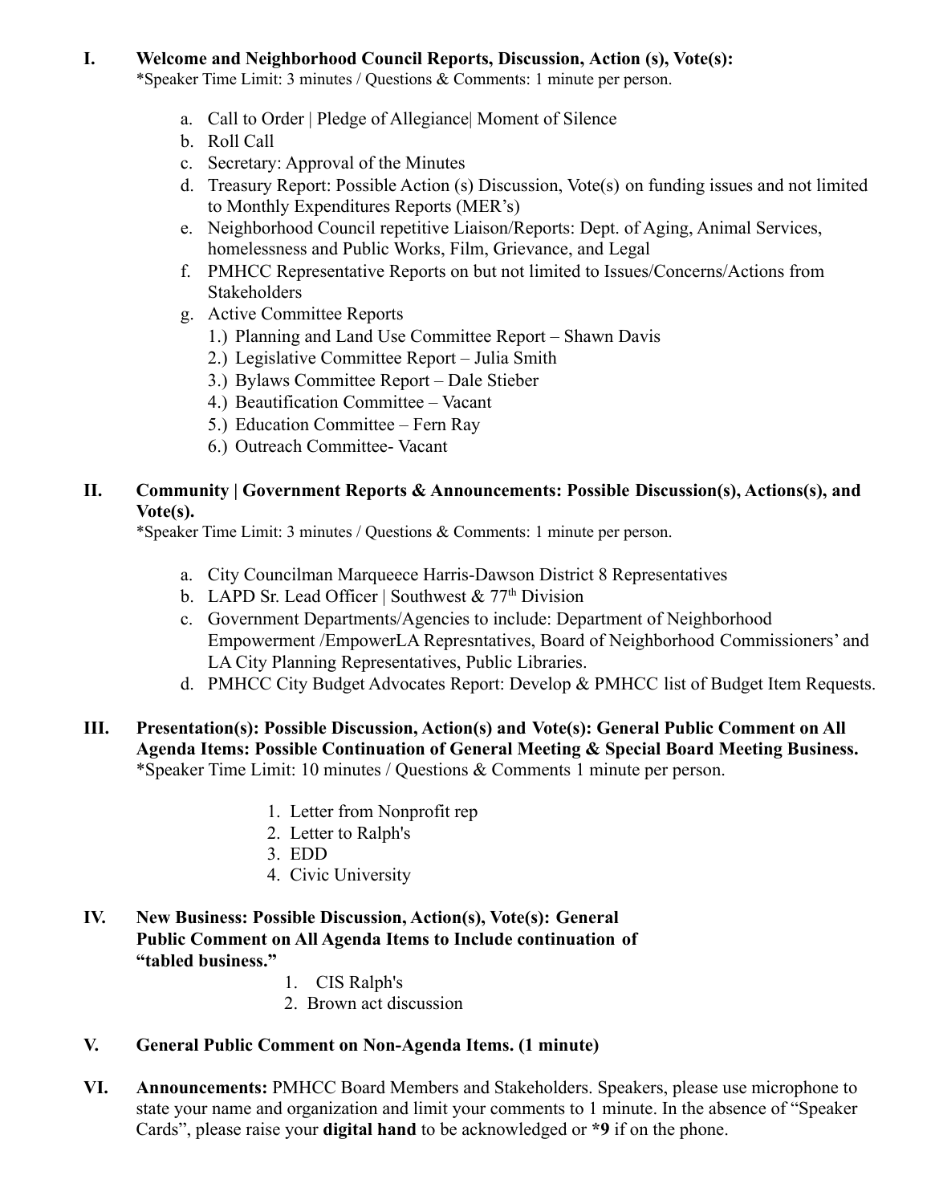**I. Welcome and Neighborhood Council Reports, Discussion, Action (s), Vote(s):**
*Speaker Time Limit: 3 minutes / Questions & Comments: 1 minute per person.

a. Call to Order | Pledge of Allegiance| Moment of Silence
b. Roll Call
c. Secretary: Approval of the Minutes
d. Treasury Report: Possible Action (s) Discussion, Vote(s) on funding issues and not limited to Monthly Expenditures Reports (MER's)
e. Neighborhood Council repetitive Liaison/Reports: Dept. of Aging, Animal Services, homelessness and Public Works, Film, Grievance, and Legal
f. PMHCC Representative Reports on but not limited to Issues/Concerns/Actions from Stakeholders
g. Active Committee Reports
   1.) Planning and Land Use Committee Report – Shawn Davis
   2.) Legislative Committee Report – Julia Smith
   3.) Bylaws Committee Report – Dale Stieber
   4.) Beautification Committee – Vacant
   5.) Education Committee – Fern Ray
   6.) Outreach Committee- Vacant

**II. Community | Government Reports & Announcements: Possible Discussion(s), Actions(s), and Vote(s).**
*Speaker Time Limit: 3 minutes / Questions & Comments: 1 minute per person.

a. City Councilman Marqueece Harris-Dawson District 8 Representatives
b. LAPD Sr. Lead Officer | Southwest & 77th Division
c. Government Departments/Agencies to include: Department of Neighborhood Empowerment /EmpowerLA Represntatives, Board of Neighborhood Commissioners' and LA City Planning Representatives, Public Libraries.
d. PMHCC City Budget Advocates Report: Develop & PMHCC list of Budget Item Requests.

**III. Presentation(s): Possible Discussion, Action(s) and Vote(s): General Public Comment on All Agenda Items: Possible Continuation of General Meeting & Special Board Meeting Business.**
*Speaker Time Limit: 10 minutes / Questions & Comments 1 minute per person.

1. Letter from Nonprofit rep
2. Letter to Ralph's
3. EDD
4. Civic University

**IV. New Business: Possible Discussion, Action(s), Vote(s): General Public Comment on All Agenda Items to Include continuation of "tabled business."**

1. CIS Ralph's
2. Brown act discussion

**V. General Public Comment on Non-Agenda Items. (1 minute)**

**VI. Announcements:** PMHCC Board Members and Stakeholders. Speakers, please use microphone to state your name and organization and limit your comments to 1 minute. In the absence of "Speaker Cards", please raise your **digital hand** to be acknowledged or ***9** if on the phone.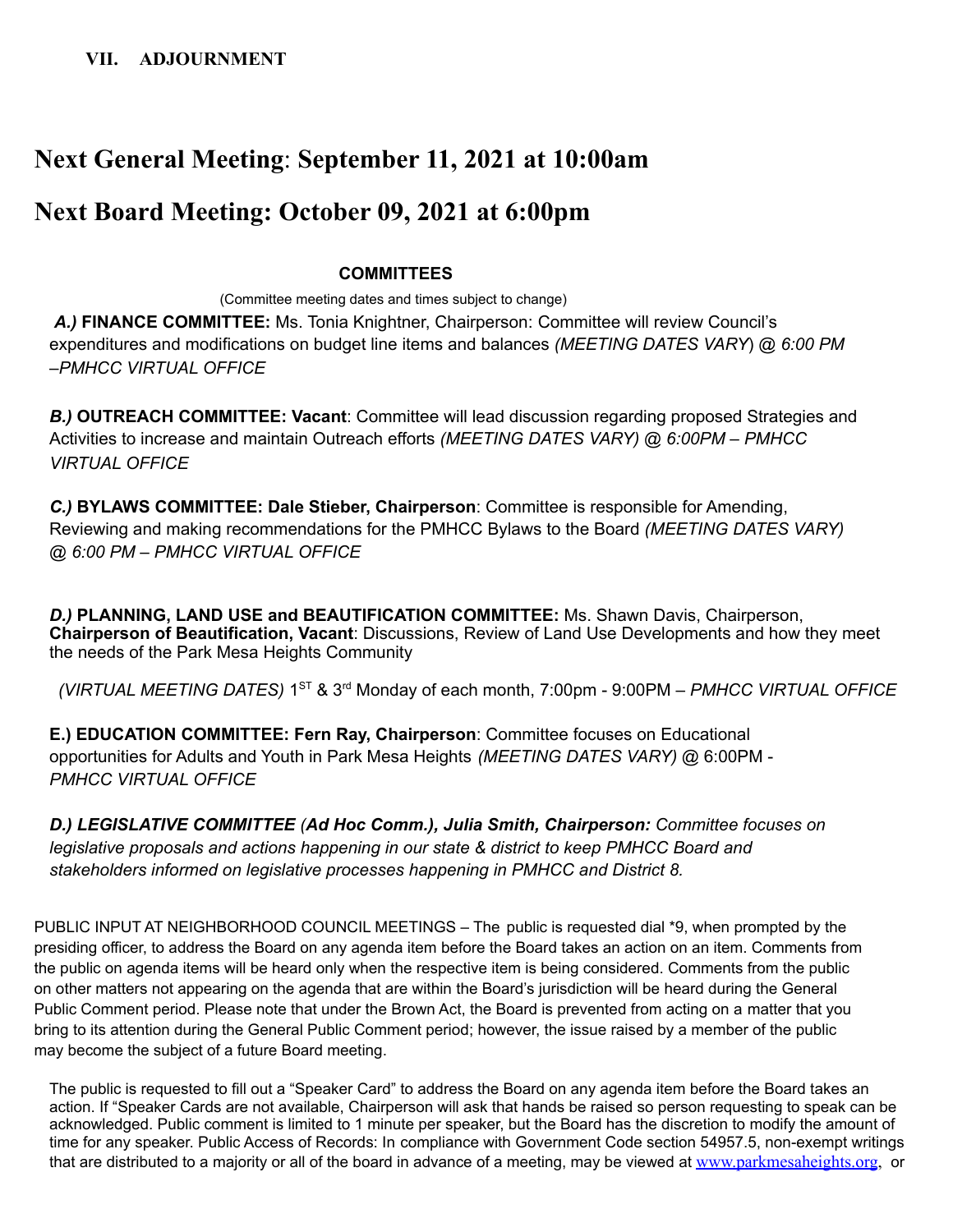**VII. ADJOURNMENT**

## Next General Meeting: September 11, 2021 at 10:00am

## Next Board Meeting: October 09, 2021 at 6:00pm

**COMMITTEES**

(Committee meeting dates and times subject to change)

***A.)*** **FINANCE COMMITTEE:** Ms. Tonia Knightner, Chairperson: Committee will review Council's expenditures and modifications on budget line items and balances *(MEETING DATES VARY*) @ *6:00 PM –PMHCC VIRTUAL OFFICE*

***B.)*** **OUTREACH COMMITTEE: Vacant**: Committee will lead discussion regarding proposed Strategies and Activities to increase and maintain Outreach efforts *(MEETING DATES VARY) @ 6:00PM – PMHCC VIRTUAL OFFICE*

***C.)*** **BYLAWS COMMITTEE: Dale Stieber, Chairperson**: Committee is responsible for Amending, Reviewing and making recommendations for the PMHCC Bylaws to the Board *(MEETING DATES VARY) @ 6:00 PM – PMHCC VIRTUAL OFFICE*

***D.)*** **PLANNING, LAND USE and BEAUTIFICATION COMMITTEE:** Ms. Shawn Davis, Chairperson, **Chairperson of Beautification, Vacant**: Discussions, Review of Land Use Developments and how they meet the needs of the Park Mesa Heights Community

*(VIRTUAL MEETING DATES)* 1ST & 3rd Monday of each month, 7:00pm - 9:00PM – *PMHCC VIRTUAL OFFICE*

**E.) EDUCATION COMMITTEE: Fern Ray, Chairperson**: Committee focuses on Educational opportunities for Adults and Youth in Park Mesa Heights *(MEETING DATES VARY)* @ 6:00PM - *PMHCC VIRTUAL OFFICE*

***D.) LEGISLATIVE COMMITTEE** (**Ad Hoc Comm.), Julia Smith, Chairperson:** Committee focuses on legislative proposals and actions happening in our state & district to keep PMHCC Board and stakeholders informed on legislative processes happening in PMHCC and District 8.*

PUBLIC INPUT AT NEIGHBORHOOD COUNCIL MEETINGS – The public is requested dial *9, when prompted by the presiding officer, to address the Board on any agenda item before the Board takes an action on an item. Comments from the public on agenda items will be heard only when the respective item is being considered. Comments from the public on other matters not appearing on the agenda that are within the Board's jurisdiction will be heard during the General Public Comment period. Please note that under the Brown Act, the Board is prevented from acting on a matter that you bring to its attention during the General Public Comment period; however, the issue raised by a member of the public may become the subject of a future Board meeting.

The public is requested to fill out a "Speaker Card" to address the Board on any agenda item before the Board takes an action. If "Speaker Cards are not available, Chairperson will ask that hands be raised so person requesting to speak can be acknowledged. Public comment is limited to 1 minute per speaker, but the Board has the discretion to modify the amount of time for any speaker. Public Access of Records: In compliance with Government Code section 54957.5, non-exempt writings that are distributed to a majority or all of the board in advance of a meeting, may be viewed at [www.parkmesaheights.org](http://www.parkmesaheights.org), or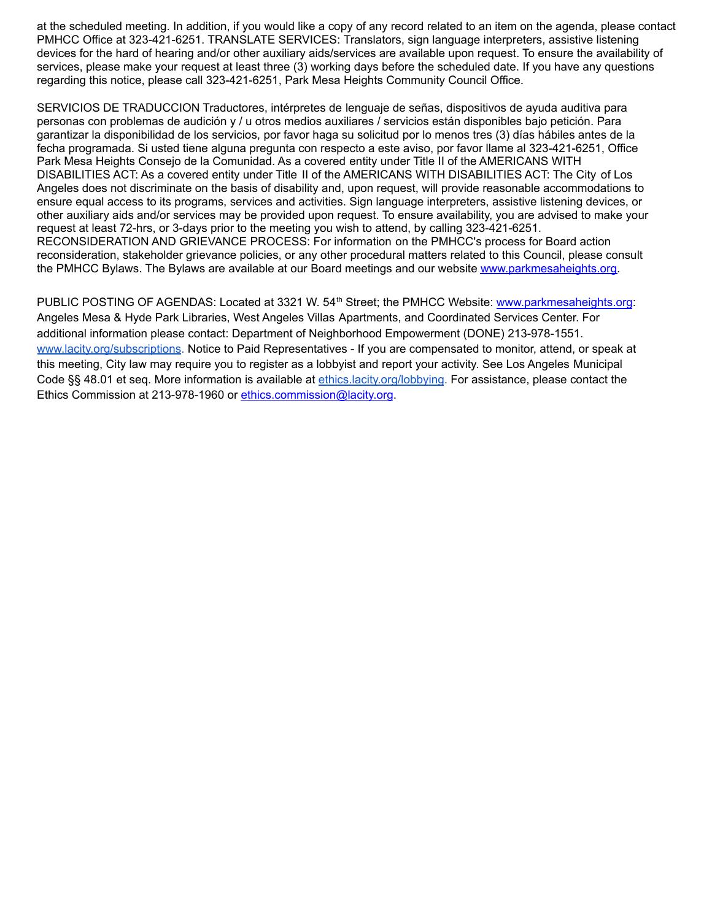at the scheduled meeting. In addition, if you would like a copy of any record related to an item on the agenda, please contact PMHCC Office at 323-421-6251. TRANSLATE SERVICES: Translators, sign language interpreters, assistive listening devices for the hard of hearing and/or other auxiliary aids/services are available upon request. To ensure the availability of services, please make your request at least three (3) working days before the scheduled date. If you have any questions regarding this notice, please call 323-421-6251, Park Mesa Heights Community Council Office.

SERVICIOS DE TRADUCCION Traductores, intérpretes de lenguaje de señas, dispositivos de ayuda auditiva para personas con problemas de audición y / u otros medios auxiliares / servicios están disponibles bajo petición. Para garantizar la disponibilidad de los servicios, por favor haga su solicitud por lo menos tres (3) días hábiles antes de la fecha programada. Si usted tiene alguna pregunta con respecto a este aviso, por favor llame al 323-421-6251, Office Park Mesa Heights Consejo de la Comunidad. As a covered entity under Title II of the AMERICANS WITH DISABILITIES ACT: As a covered entity under Title II of the AMERICANS WITH DISABILITIES ACT: The City of Los Angeles does not discriminate on the basis of disability and, upon request, will provide reasonable accommodations to ensure equal access to its programs, services and activities. Sign language interpreters, assistive listening devices, or other auxiliary aids and/or services may be provided upon request. To ensure availability, you are advised to make your request at least 72-hrs, or 3-days prior to the meeting you wish to attend, by calling 323-421-6251.
RECONSIDERATION AND GRIEVANCE PROCESS: For information on the PMHCC's process for Board action reconsideration, stakeholder grievance policies, or any other procedural matters related to this Council, please consult the PMHCC Bylaws. The Bylaws are available at our Board meetings and our website www.parkmesaheights.org.

PUBLIC POSTING OF AGENDAS: Located at 3321 W. 54th Street; the PMHCC Website: www.parkmesaheights.org: Angeles Mesa & Hyde Park Libraries, West Angeles Villas Apartments, and Coordinated Services Center. For additional information please contact: Department of Neighborhood Empowerment (DONE) 213-978-1551. www.lacity.org/subscriptions. Notice to Paid Representatives - If you are compensated to monitor, attend, or speak at this meeting, City law may require you to register as a lobbyist and report your activity. See Los Angeles Municipal Code §§ 48.01 et seq. More information is available at ethics.lacity.org/lobbying. For assistance, please contact the Ethics Commission at 213-978-1960 or ethics.commission@lacity.org.